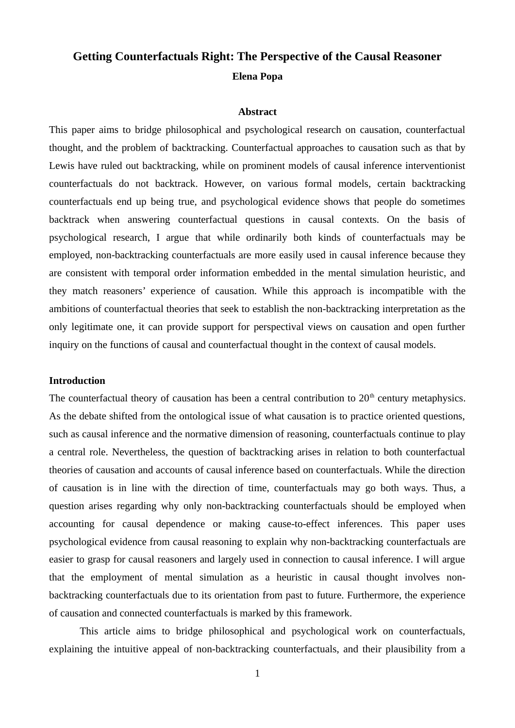# Getting Counterfactuals Right: The Perspective of the Causal Reasoner

**Elena Popa**

### Abstract

This paper aims to bridge philosophical and psychological research on causation, counterfactual thought, and the problem of backtracking. Counterfactual approaches to causation such as that by Lewis have ruled out backtracking, while on prominent models of causal inference interventionist counterfactuals do not backtrack. However, on various formal models, certain backtracking counterfactuals end up being true, and psychological evidence shows that people do sometimes backtrack when answering counterfactual questions in causal contexts. On the basis of psychological research, I argue that while ordinarily both kinds of counterfactuals may be employed, non-backtracking counterfactuals are more easily used in causal inference because they are consistent with temporal order information embedded in the mental simulation heuristic, and they match reasoners' experience of causation. While this approach is incompatible with the ambitions of counterfactual theories that seek to establish the non-backtracking interpretation as the only legitimate one, it can provide support for perspectival views on causation and open further inquiry on the functions of causal and counterfactual thought in the context of causal models.

## Introduction

The counterfactual theory of causation has been a central contribution to 20$^{th}$ century metaphysics. As the debate shifted from the ontological issue of what causation is to practice oriented questions, such as causal inference and the normative dimension of reasoning, counterfactuals continue to play a central role. Nevertheless, the question of backtracking arises in relation to both counterfactual theories of causation and accounts of causal inference based on counterfactuals. While the direction of causation is in line with the direction of time, counterfactuals may go both ways. Thus, a question arises regarding why only non-backtracking counterfactuals should be employed when accounting for causal dependence or making cause-to-effect inferences. This paper uses psychological evidence from causal reasoning to explain why non-backtracking counterfactuals are easier to grasp for causal reasoners and largely used in connection to causal inference. I will argue that the employment of mental simulation as a heuristic in causal thought involves non-backtracking counterfactuals due to its orientation from past to future. Furthermore, the experience of causation and connected counterfactuals is marked by this framework.

This article aims to bridge philosophical and psychological work on counterfactuals, explaining the intuitive appeal of non-backtracking counterfactuals, and their plausibility from a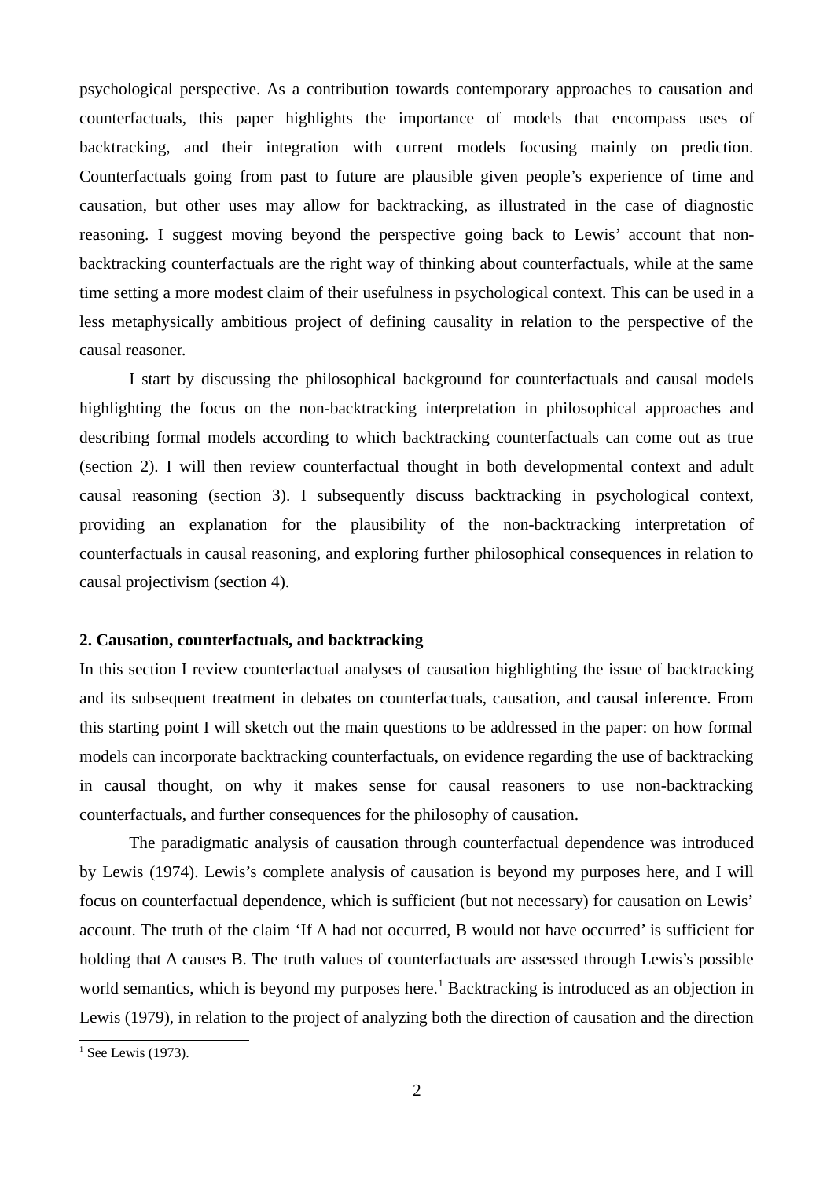psychological perspective. As a contribution towards contemporary approaches to causation and counterfactuals, this paper highlights the importance of models that encompass uses of backtracking, and their integration with current models focusing mainly on prediction. Counterfactuals going from past to future are plausible given people's experience of time and causation, but other uses may allow for backtracking, as illustrated in the case of diagnostic reasoning. I suggest moving beyond the perspective going back to Lewis' account that non-backtracking counterfactuals are the right way of thinking about counterfactuals, while at the same time setting a more modest claim of their usefulness in psychological context. This can be used in a less metaphysically ambitious project of defining causality in relation to the perspective of the causal reasoner.

I start by discussing the philosophical background for counterfactuals and causal models highlighting the focus on the non-backtracking interpretation in philosophical approaches and describing formal models according to which backtracking counterfactuals can come out as true (section 2). I will then review counterfactual thought in both developmental context and adult causal reasoning (section 3). I subsequently discuss backtracking in psychological context, providing an explanation for the plausibility of the non-backtracking interpretation of counterfactuals in causal reasoning, and exploring further philosophical consequences in relation to causal projectivism (section 4).

## 2. Causation, counterfactuals, and backtracking

In this section I review counterfactual analyses of causation highlighting the issue of backtracking and its subsequent treatment in debates on counterfactuals, causation, and causal inference. From this starting point I will sketch out the main questions to be addressed in the paper: on how formal models can incorporate backtracking counterfactuals, on evidence regarding the use of backtracking in causal thought, on why it makes sense for causal reasoners to use non-backtracking counterfactuals, and further consequences for the philosophy of causation.

The paradigmatic analysis of causation through counterfactual dependence was introduced by Lewis (1974). Lewis's complete analysis of causation is beyond my purposes here, and I will focus on counterfactual dependence, which is sufficient (but not necessary) for causation on Lewis' account. The truth of the claim 'If A had not occurred, B would not have occurred' is sufficient for holding that A causes B. The truth values of counterfactuals are assessed through Lewis's possible world semantics, which is beyond my purposes here.[1] Backtracking is introduced as an objection in Lewis (1979), in relation to the project of analyzing both the direction of causation and the direction

[1] See Lewis (1973).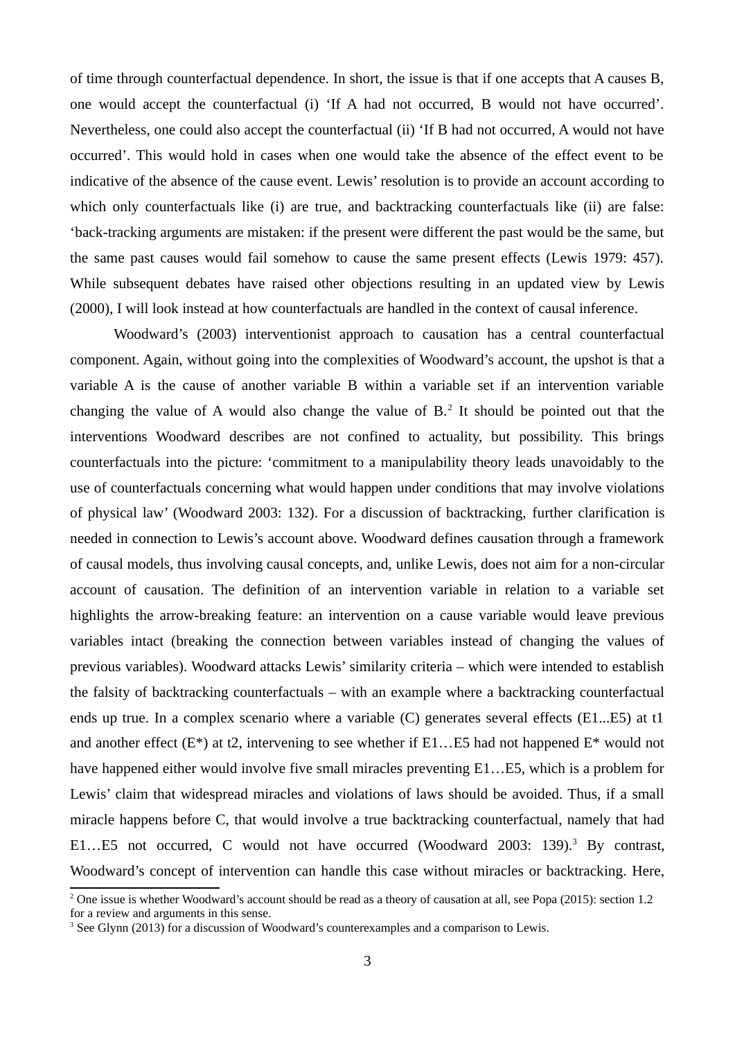of time through counterfactual dependence. In short, the issue is that if one accepts that A causes B, one would accept the counterfactual (i) 'If A had not occurred, B would not have occurred'. Nevertheless, one could also accept the counterfactual (ii) 'If B had not occurred, A would not have occurred'. This would hold in cases when one would take the absence of the effect event to be indicative of the absence of the cause event. Lewis' resolution is to provide an account according to which only counterfactuals like (i) are true, and backtracking counterfactuals like (ii) are false: 'back-tracking arguments are mistaken: if the present were different the past would be the same, but the same past causes would fail somehow to cause the same present effects (Lewis 1979: 457). While subsequent debates have raised other objections resulting in an updated view by Lewis (2000), I will look instead at how counterfactuals are handled in the context of causal inference.

Woodward's (2003) interventionist approach to causation has a central counterfactual component. Again, without going into the complexities of Woodward's account, the upshot is that a variable A is the cause of another variable B within a variable set if an intervention variable changing the value of A would also change the value of B.[2] It should be pointed out that the interventions Woodward describes are not confined to actuality, but possibility. This brings counterfactuals into the picture: 'commitment to a manipulability theory leads unavoidably to the use of counterfactuals concerning what would happen under conditions that may involve violations of physical law' (Woodward 2003: 132). For a discussion of backtracking, further clarification is needed in connection to Lewis's account above. Woodward defines causation through a framework of causal models, thus involving causal concepts, and, unlike Lewis, does not aim for a non-circular account of causation. The definition of an intervention variable in relation to a variable set highlights the arrow-breaking feature: an intervention on a cause variable would leave previous variables intact (breaking the connection between variables instead of changing the values of previous variables). Woodward attacks Lewis' similarity criteria – which were intended to establish the falsity of backtracking counterfactuals – with an example where a backtracking counterfactual ends up true. In a complex scenario where a variable (C) generates several effects (E1...E5) at t1 and another effect (E*) at t2, intervening to see whether if E1…E5 had not happened E* would not have happened either would involve five small miracles preventing E1…E5, which is a problem for Lewis' claim that widespread miracles and violations of laws should be avoided. Thus, if a small miracle happens before C, that would involve a true backtracking counterfactual, namely that had E1…E5 not occurred, C would not have occurred (Woodward 2003: 139).[3] By contrast, Woodward's concept of intervention can handle this case without miracles or backtracking. Here,

[2] One issue is whether Woodward's account should be read as a theory of causation at all, see Popa (2015): section 1.2 for a review and arguments in this sense.

[3] See Glynn (2013) for a discussion of Woodward's counterexamples and a comparison to Lewis.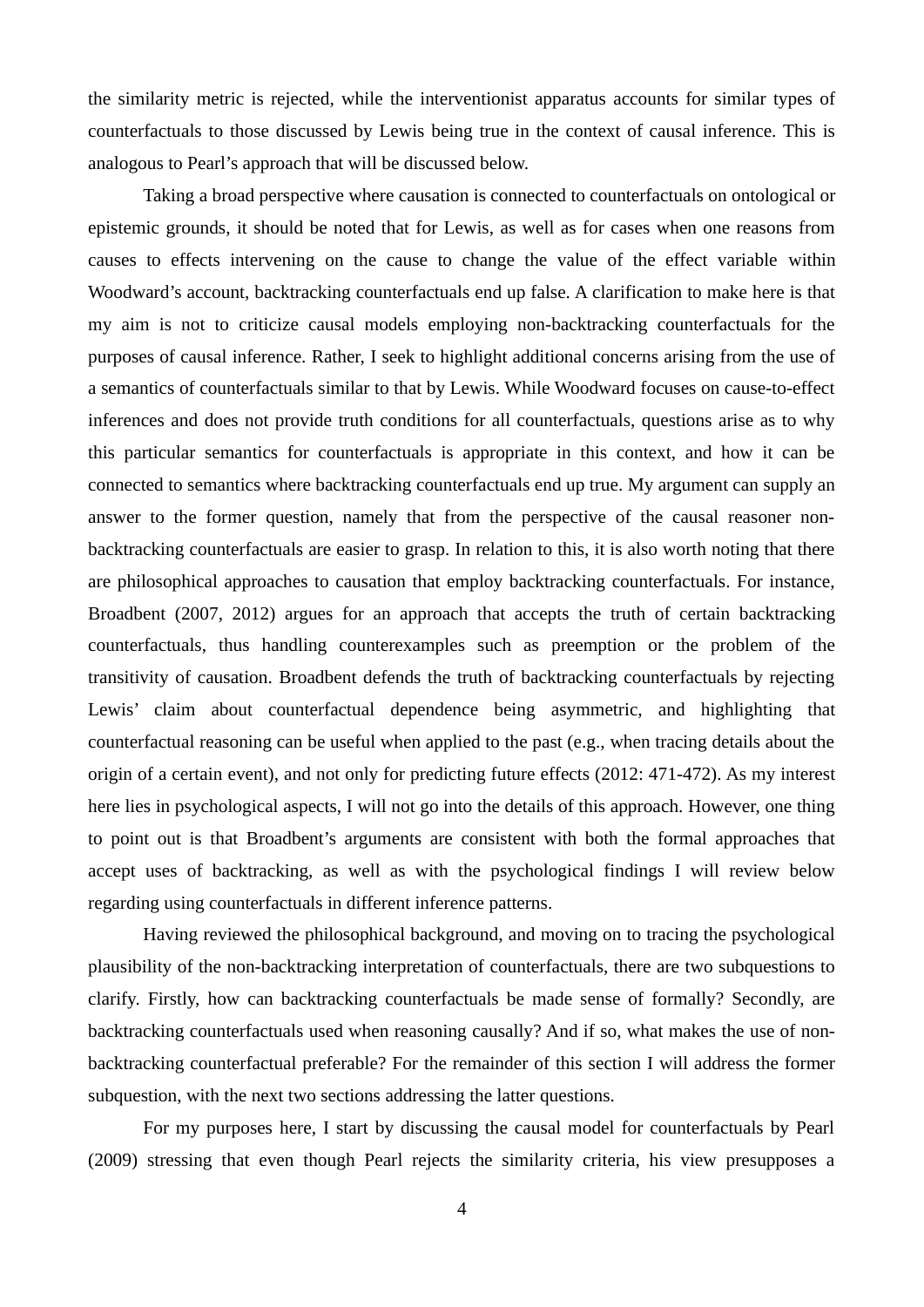the similarity metric is rejected, while the interventionist apparatus accounts for similar types of counterfactuals to those discussed by Lewis being true in the context of causal inference. This is analogous to Pearl's approach that will be discussed below.

Taking a broad perspective where causation is connected to counterfactuals on ontological or epistemic grounds, it should be noted that for Lewis, as well as for cases when one reasons from causes to effects intervening on the cause to change the value of the effect variable within Woodward's account, backtracking counterfactuals end up false. A clarification to make here is that my aim is not to criticize causal models employing non-backtracking counterfactuals for the purposes of causal inference. Rather, I seek to highlight additional concerns arising from the use of a semantics of counterfactuals similar to that by Lewis. While Woodward focuses on cause-to-effect inferences and does not provide truth conditions for all counterfactuals, questions arise as to why this particular semantics for counterfactuals is appropriate in this context, and how it can be connected to semantics where backtracking counterfactuals end up true. My argument can supply an answer to the former question, namely that from the perspective of the causal reasoner non-backtracking counterfactuals are easier to grasp. In relation to this, it is also worth noting that there are philosophical approaches to causation that employ backtracking counterfactuals. For instance, Broadbent (2007, 2012) argues for an approach that accepts the truth of certain backtracking counterfactuals, thus handling counterexamples such as preemption or the problem of the transitivity of causation. Broadbent defends the truth of backtracking counterfactuals by rejecting Lewis' claim about counterfactual dependence being asymmetric, and highlighting that counterfactual reasoning can be useful when applied to the past (e.g., when tracing details about the origin of a certain event), and not only for predicting future effects (2012: 471-472). As my interest here lies in psychological aspects, I will not go into the details of this approach. However, one thing to point out is that Broadbent's arguments are consistent with both the formal approaches that accept uses of backtracking, as well as with the psychological findings I will review below regarding using counterfactuals in different inference patterns.

Having reviewed the philosophical background, and moving on to tracing the psychological plausibility of the non-backtracking interpretation of counterfactuals, there are two subquestions to clarify. Firstly, how can backtracking counterfactuals be made sense of formally? Secondly, are backtracking counterfactuals used when reasoning causally? And if so, what makes the use of non-backtracking counterfactual preferable? For the remainder of this section I will address the former subquestion, with the next two sections addressing the latter questions.

For my purposes here, I start by discussing the causal model for counterfactuals by Pearl (2009) stressing that even though Pearl rejects the similarity criteria, his view presupposes a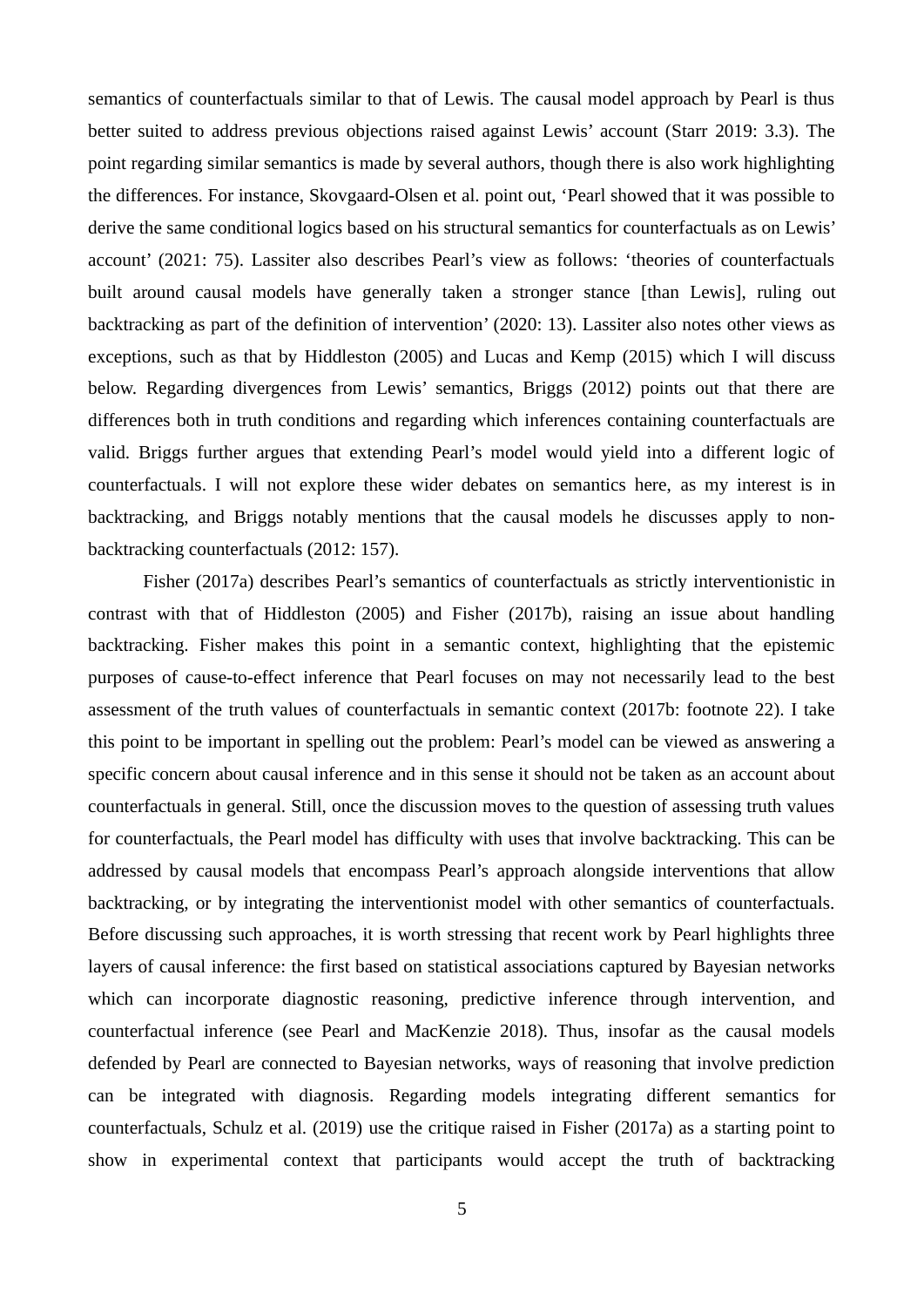semantics of counterfactuals similar to that of Lewis. The causal model approach by Pearl is thus better suited to address previous objections raised against Lewis' account (Starr 2019: 3.3). The point regarding similar semantics is made by several authors, though there is also work highlighting the differences. For instance, Skovgaard-Olsen et al. point out, 'Pearl showed that it was possible to derive the same conditional logics based on his structural semantics for counterfactuals as on Lewis' account' (2021: 75). Lassiter also describes Pearl's view as follows: 'theories of counterfactuals built around causal models have generally taken a stronger stance [than Lewis], ruling out backtracking as part of the definition of intervention' (2020: 13). Lassiter also notes other views as exceptions, such as that by Hiddleston (2005) and Lucas and Kemp (2015) which I will discuss below. Regarding divergences from Lewis' semantics, Briggs (2012) points out that there are differences both in truth conditions and regarding which inferences containing counterfactuals are valid. Briggs further argues that extending Pearl's model would yield into a different logic of counterfactuals. I will not explore these wider debates on semantics here, as my interest is in backtracking, and Briggs notably mentions that the causal models he discusses apply to non-backtracking counterfactuals (2012: 157).

Fisher (2017a) describes Pearl's semantics of counterfactuals as strictly interventionistic in contrast with that of Hiddleston (2005) and Fisher (2017b), raising an issue about handling backtracking. Fisher makes this point in a semantic context, highlighting that the epistemic purposes of cause-to-effect inference that Pearl focuses on may not necessarily lead to the best assessment of the truth values of counterfactuals in semantic context (2017b: footnote 22). I take this point to be important in spelling out the problem: Pearl's model can be viewed as answering a specific concern about causal inference and in this sense it should not be taken as an account about counterfactuals in general. Still, once the discussion moves to the question of assessing truth values for counterfactuals, the Pearl model has difficulty with uses that involve backtracking. This can be addressed by causal models that encompass Pearl's approach alongside interventions that allow backtracking, or by integrating the interventionist model with other semantics of counterfactuals. Before discussing such approaches, it is worth stressing that recent work by Pearl highlights three layers of causal inference: the first based on statistical associations captured by Bayesian networks which can incorporate diagnostic reasoning, predictive inference through intervention, and counterfactual inference (see Pearl and MacKenzie 2018). Thus, insofar as the causal models defended by Pearl are connected to Bayesian networks, ways of reasoning that involve prediction can be integrated with diagnosis. Regarding models integrating different semantics for counterfactuals, Schulz et al. (2019) use the critique raised in Fisher (2017a) as a starting point to show in experimental context that participants would accept the truth of backtracking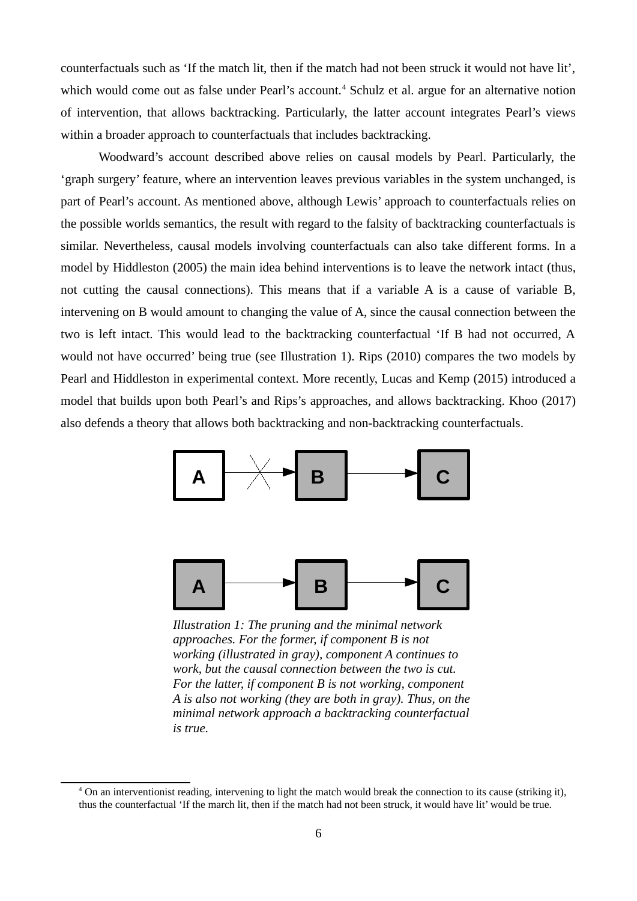counterfactuals such as 'If the match lit, then if the match had not been struck it would not have lit', which would come out as false under Pearl's account.[4] Schulz et al. argue for an alternative notion of intervention, that allows backtracking. Particularly, the latter account integrates Pearl's views within a broader approach to counterfactuals that includes backtracking.

Woodward's account described above relies on causal models by Pearl. Particularly, the 'graph surgery' feature, where an intervention leaves previous variables in the system unchanged, is part of Pearl's account. As mentioned above, although Lewis' approach to counterfactuals relies on the possible worlds semantics, the result with regard to the falsity of backtracking counterfactuals is similar. Nevertheless, causal models involving counterfactuals can also take different forms. In a model by Hiddleston (2005) the main idea behind interventions is to leave the network intact (thus, not cutting the causal connections). This means that if a variable A is a cause of variable B, intervening on B would amount to changing the value of A, since the causal connection between the two is left intact. This would lead to the backtracking counterfactual 'If B had not occurred, A would not have occurred' being true (see Illustration 1). Rips (2010) compares the two models by Pearl and Hiddleston in experimental context. More recently, Lucas and Kemp (2015) introduced a model that builds upon both Pearl's and Rips's approaches, and allows backtracking. Khoo (2017) also defends a theory that allows both backtracking and non-backtracking counterfactuals.

*Illustration 1: The pruning and the minimal network approaches. For the former, if component B is not working (illustrated in gray), component A continues to work, but the causal connection between the two is cut. For the latter, if component B is not working, component A is also not working (they are both in gray). Thus, on the minimal network approach a backtracking counterfactual is true.*

[4] On an interventionist reading, intervening to light the match would break the connection to its cause (striking it), thus the counterfactual 'If the march lit, then if the match had not been struck, it would have lit' would be true.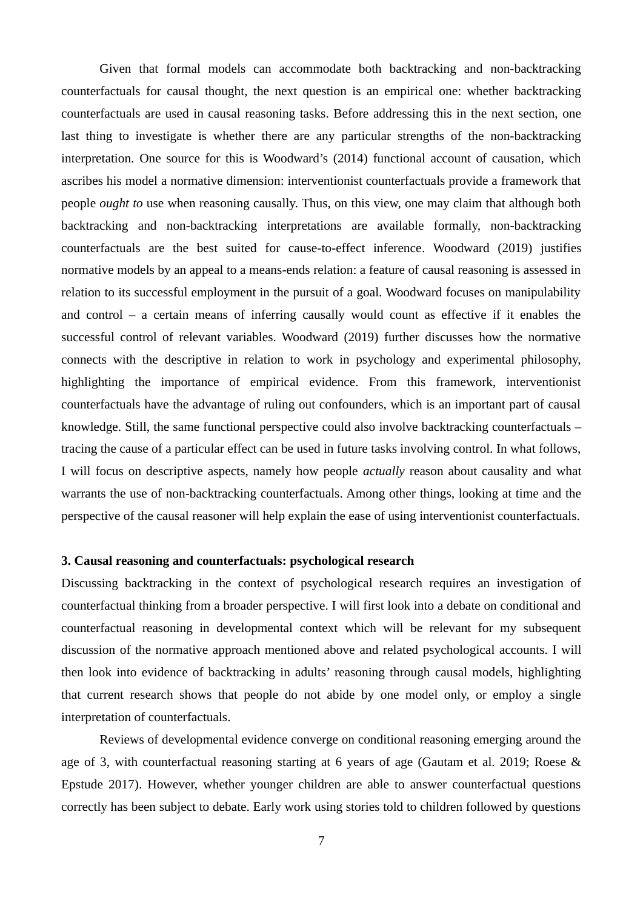Given that formal models can accommodate both backtracking and non-backtracking counterfactuals for causal thought, the next question is an empirical one: whether backtracking counterfactuals are used in causal reasoning tasks. Before addressing this in the next section, one last thing to investigate is whether there are any particular strengths of the non-backtracking interpretation. One source for this is Woodward's (2014) functional account of causation, which ascribes his model a normative dimension: interventionist counterfactuals provide a framework that people *ought to* use when reasoning causally. Thus, on this view, one may claim that although both backtracking and non-backtracking interpretations are available formally, non-backtracking counterfactuals are the best suited for cause-to-effect inference. Woodward (2019) justifies normative models by an appeal to a means-ends relation: a feature of causal reasoning is assessed in relation to its successful employment in the pursuit of a goal. Woodward focuses on manipulability and control – a certain means of inferring causally would count as effective if it enables the successful control of relevant variables. Woodward (2019) further discusses how the normative connects with the descriptive in relation to work in psychology and experimental philosophy, highlighting the importance of empirical evidence. From this framework, interventionist counterfactuals have the advantage of ruling out confounders, which is an important part of causal knowledge. Still, the same functional perspective could also involve backtracking counterfactuals – tracing the cause of a particular effect can be used in future tasks involving control. In what follows, I will focus on descriptive aspects, namely how people *actually* reason about causality and what warrants the use of non-backtracking counterfactuals. Among other things, looking at time and the perspective of the causal reasoner will help explain the ease of using interventionist counterfactuals.

## 3. Causal reasoning and counterfactuals: psychological research

Discussing backtracking in the context of psychological research requires an investigation of counterfactual thinking from a broader perspective. I will first look into a debate on conditional and counterfactual reasoning in developmental context which will be relevant for my subsequent discussion of the normative approach mentioned above and related psychological accounts. I will then look into evidence of backtracking in adults' reasoning through causal models, highlighting that current research shows that people do not abide by one model only, or employ a single interpretation of counterfactuals.

Reviews of developmental evidence converge on conditional reasoning emerging around the age of 3, with counterfactual reasoning starting at 6 years of age (Gautam et al. 2019; Roese & Epstude 2017). However, whether younger children are able to answer counterfactual questions correctly has been subject to debate. Early work using stories told to children followed by questions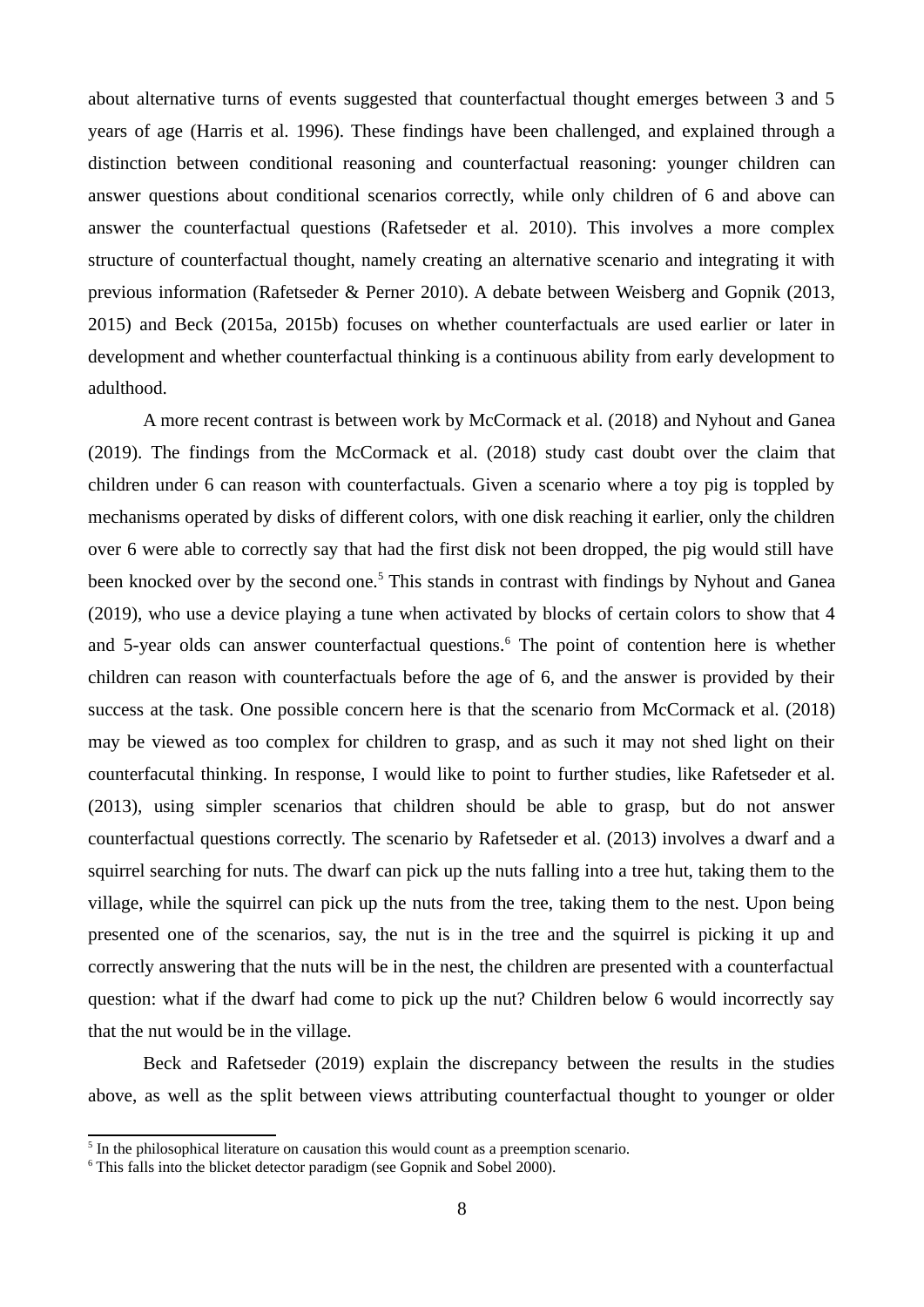about alternative turns of events suggested that counterfactual thought emerges between 3 and 5 years of age (Harris et al. 1996). These findings have been challenged, and explained through a distinction between conditional reasoning and counterfactual reasoning: younger children can answer questions about conditional scenarios correctly, while only children of 6 and above can answer the counterfactual questions (Rafetseder et al. 2010). This involves a more complex structure of counterfactual thought, namely creating an alternative scenario and integrating it with previous information (Rafetseder & Perner 2010). A debate between Weisberg and Gopnik (2013, 2015) and Beck (2015a, 2015b) focuses on whether counterfactuals are used earlier or later in development and whether counterfactual thinking is a continuous ability from early development to adulthood.

A more recent contrast is between work by McCormack et al. (2018) and Nyhout and Ganea (2019). The findings from the McCormack et al. (2018) study cast doubt over the claim that children under 6 can reason with counterfactuals. Given a scenario where a toy pig is toppled by mechanisms operated by disks of different colors, with one disk reaching it earlier, only the children over 6 were able to correctly say that had the first disk not been dropped, the pig would still have been knocked over by the second one.[5] This stands in contrast with findings by Nyhout and Ganea (2019), who use a device playing a tune when activated by blocks of certain colors to show that 4 and 5-year olds can answer counterfactual questions.[6] The point of contention here is whether children can reason with counterfactuals before the age of 6, and the answer is provided by their success at the task. One possible concern here is that the scenario from McCormack et al. (2018) may be viewed as too complex for children to grasp, and as such it may not shed light on their counterfacutal thinking. In response, I would like to point to further studies, like Rafetseder et al. (2013), using simpler scenarios that children should be able to grasp, but do not answer counterfactual questions correctly. The scenario by Rafetseder et al. (2013) involves a dwarf and a squirrel searching for nuts. The dwarf can pick up the nuts falling into a tree hut, taking them to the village, while the squirrel can pick up the nuts from the tree, taking them to the nest. Upon being presented one of the scenarios, say, the nut is in the tree and the squirrel is picking it up and correctly answering that the nuts will be in the nest, the children are presented with a counterfactual question: what if the dwarf had come to pick up the nut? Children below 6 would incorrectly say that the nut would be in the village.

Beck and Rafetseder (2019) explain the discrepancy between the results in the studies above, as well as the split between views attributing counterfactual thought to younger or older

---

[5] In the philosophical literature on causation this would count as a preemption scenario.

[6] This falls into the blicket detector paradigm (see Gopnik and Sobel 2000).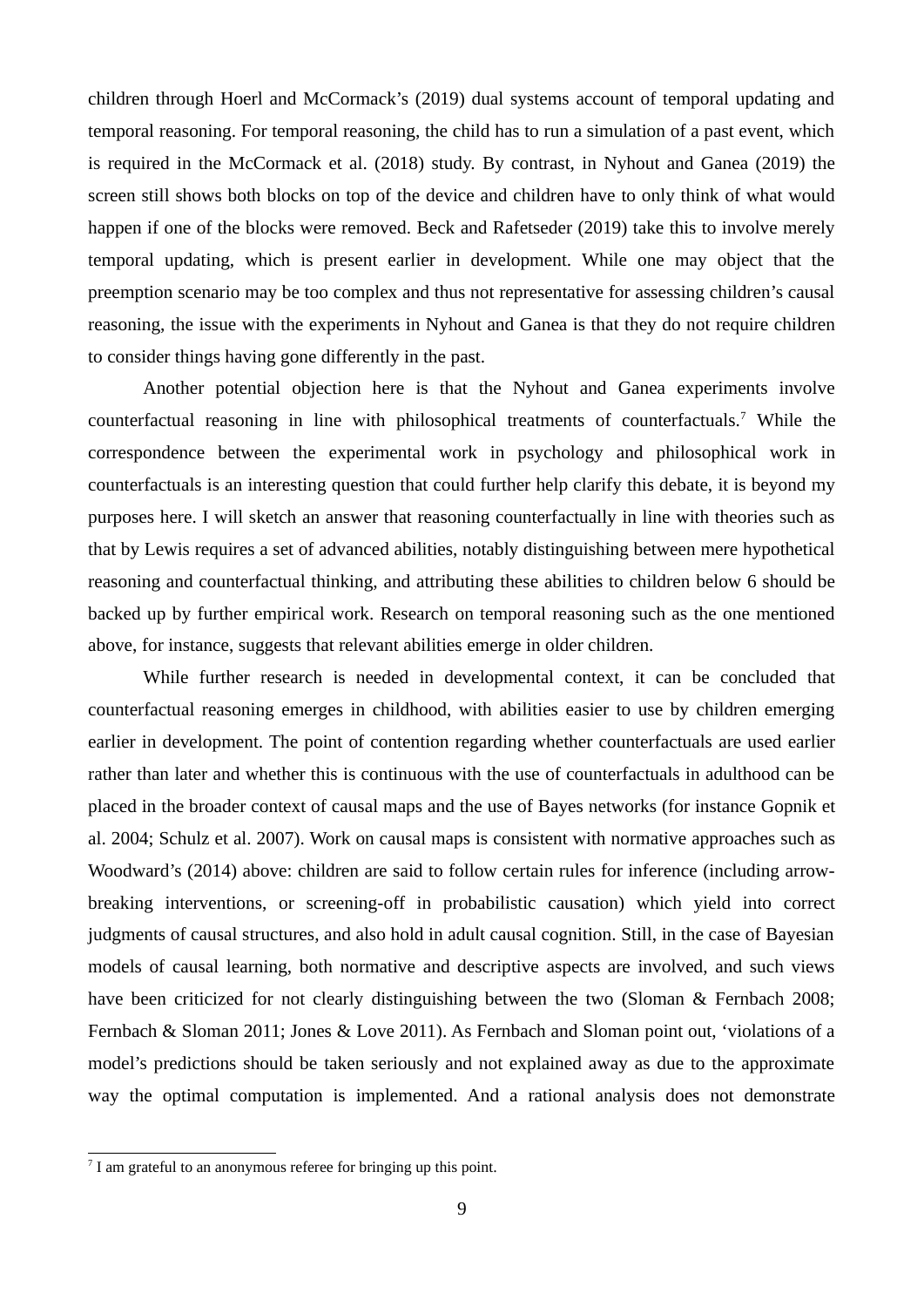children through Hoerl and McCormack's (2019) dual systems account of temporal updating and temporal reasoning. For temporal reasoning, the child has to run a simulation of a past event, which is required in the McCormack et al. (2018) study. By contrast, in Nyhout and Ganea (2019) the screen still shows both blocks on top of the device and children have to only think of what would happen if one of the blocks were removed. Beck and Rafetseder (2019) take this to involve merely temporal updating, which is present earlier in development. While one may object that the preemption scenario may be too complex and thus not representative for assessing children's causal reasoning, the issue with the experiments in Nyhout and Ganea is that they do not require children to consider things having gone differently in the past.

Another potential objection here is that the Nyhout and Ganea experiments involve counterfactual reasoning in line with philosophical treatments of counterfactuals.[7] While the correspondence between the experimental work in psychology and philosophical work in counterfactuals is an interesting question that could further help clarify this debate, it is beyond my purposes here. I will sketch an answer that reasoning counterfactually in line with theories such as that by Lewis requires a set of advanced abilities, notably distinguishing between mere hypothetical reasoning and counterfactual thinking, and attributing these abilities to children below 6 should be backed up by further empirical work. Research on temporal reasoning such as the one mentioned above, for instance, suggests that relevant abilities emerge in older children.

While further research is needed in developmental context, it can be concluded that counterfactual reasoning emerges in childhood, with abilities easier to use by children emerging earlier in development. The point of contention regarding whether counterfactuals are used earlier rather than later and whether this is continuous with the use of counterfactuals in adulthood can be placed in the broader context of causal maps and the use of Bayes networks (for instance Gopnik et al. 2004; Schulz et al. 2007). Work on causal maps is consistent with normative approaches such as Woodward's (2014) above: children are said to follow certain rules for inference (including arrow-breaking interventions, or screening-off in probabilistic causation) which yield into correct judgments of causal structures, and also hold in adult causal cognition. Still, in the case of Bayesian models of causal learning, both normative and descriptive aspects are involved, and such views have been criticized for not clearly distinguishing between the two (Sloman & Fernbach 2008; Fernbach & Sloman 2011; Jones & Love 2011). As Fernbach and Sloman point out, 'violations of a model's predictions should be taken seriously and not explained away as due to the approximate way the optimal computation is implemented. And a rational analysis does not demonstrate

[7] I am grateful to an anonymous referee for bringing up this point.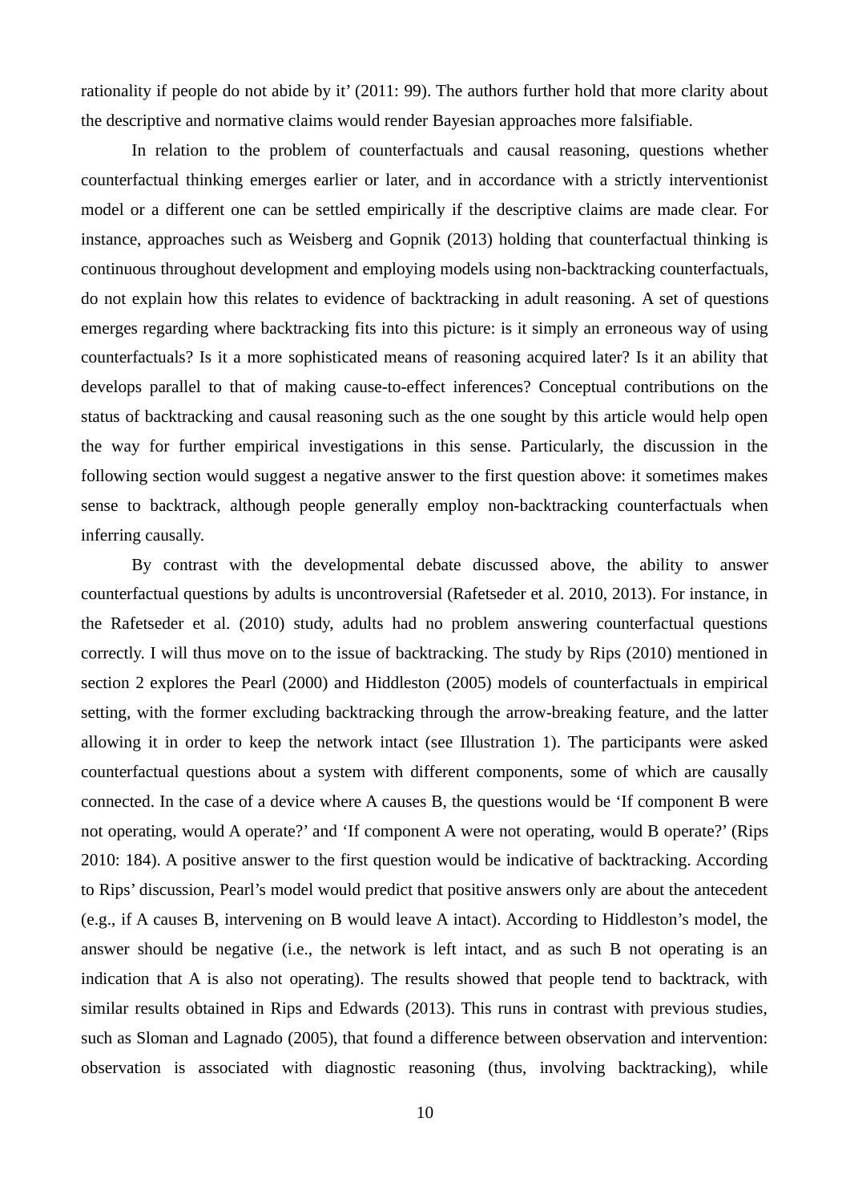rationality if people do not abide by it' (2011: 99). The authors further hold that more clarity about the descriptive and normative claims would render Bayesian approaches more falsifiable.

In relation to the problem of counterfactuals and causal reasoning, questions whether counterfactual thinking emerges earlier or later, and in accordance with a strictly interventionist model or a different one can be settled empirically if the descriptive claims are made clear. For instance, approaches such as Weisberg and Gopnik (2013) holding that counterfactual thinking is continuous throughout development and employing models using non-backtracking counterfactuals, do not explain how this relates to evidence of backtracking in adult reasoning. A set of questions emerges regarding where backtracking fits into this picture: is it simply an erroneous way of using counterfactuals? Is it a more sophisticated means of reasoning acquired later? Is it an ability that develops parallel to that of making cause-to-effect inferences? Conceptual contributions on the status of backtracking and causal reasoning such as the one sought by this article would help open the way for further empirical investigations in this sense. Particularly, the discussion in the following section would suggest a negative answer to the first question above: it sometimes makes sense to backtrack, although people generally employ non-backtracking counterfactuals when inferring causally.

By contrast with the developmental debate discussed above, the ability to answer counterfactual questions by adults is uncontroversial (Rafetseder et al. 2010, 2013). For instance, in the Rafetseder et al. (2010) study, adults had no problem answering counterfactual questions correctly. I will thus move on to the issue of backtracking. The study by Rips (2010) mentioned in section 2 explores the Pearl (2000) and Hiddleston (2005) models of counterfactuals in empirical setting, with the former excluding backtracking through the arrow-breaking feature, and the latter allowing it in order to keep the network intact (see Illustration 1). The participants were asked counterfactual questions about a system with different components, some of which are causally connected. In the case of a device where A causes B, the questions would be 'If component B were not operating, would A operate?' and 'If component A were not operating, would B operate?' (Rips 2010: 184). A positive answer to the first question would be indicative of backtracking. According to Rips' discussion, Pearl's model would predict that positive answers only are about the antecedent (e.g., if A causes B, intervening on B would leave A intact). According to Hiddleston's model, the answer should be negative (i.e., the network is left intact, and as such B not operating is an indication that A is also not operating). The results showed that people tend to backtrack, with similar results obtained in Rips and Edwards (2013). This runs in contrast with previous studies, such as Sloman and Lagnado (2005), that found a difference between observation and intervention: observation is associated with diagnostic reasoning (thus, involving backtracking), while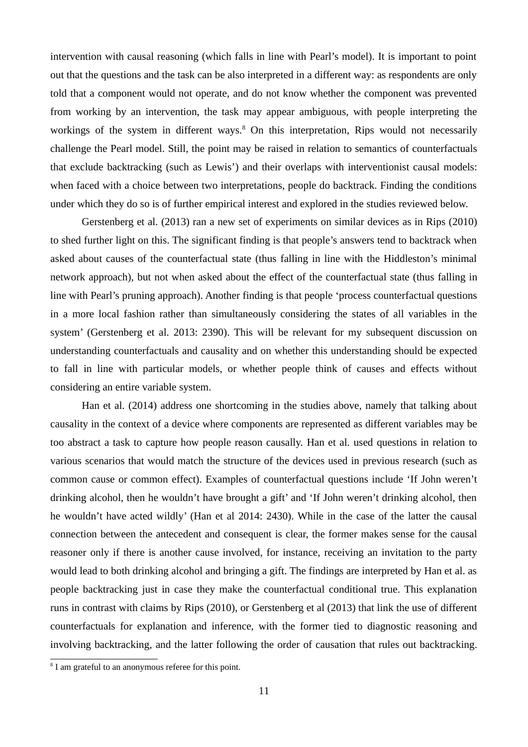intervention with causal reasoning (which falls in line with Pearl's model). It is important to point out that the questions and the task can be also interpreted in a different way: as respondents are only told that a component would not operate, and do not know whether the component was prevented from working by an intervention, the task may appear ambiguous, with people interpreting the workings of the system in different ways.[8] On this interpretation, Rips would not necessarily challenge the Pearl model. Still, the point may be raised in relation to semantics of counterfactuals that exclude backtracking (such as Lewis') and their overlaps with interventionist causal models: when faced with a choice between two interpretations, people do backtrack. Finding the conditions under which they do so is of further empirical interest and explored in the studies reviewed below.

Gerstenberg et al. (2013) ran a new set of experiments on similar devices as in Rips (2010) to shed further light on this. The significant finding is that people's answers tend to backtrack when asked about causes of the counterfactual state (thus falling in line with the Hiddleston's minimal network approach), but not when asked about the effect of the counterfactual state (thus falling in line with Pearl's pruning approach). Another finding is that people 'process counterfactual questions in a more local fashion rather than simultaneously considering the states of all variables in the system' (Gerstenberg et al. 2013: 2390). This will be relevant for my subsequent discussion on understanding counterfactuals and causality and on whether this understanding should be expected to fall in line with particular models, or whether people think of causes and effects without considering an entire variable system.

Han et al. (2014) address one shortcoming in the studies above, namely that talking about causality in the context of a device where components are represented as different variables may be too abstract a task to capture how people reason causally. Han et al. used questions in relation to various scenarios that would match the structure of the devices used in previous research (such as common cause or common effect). Examples of counterfactual questions include 'If John weren't drinking alcohol, then he wouldn't have brought a gift' and 'If John weren't drinking alcohol, then he wouldn't have acted wildly' (Han et al 2014: 2430). While in the case of the latter the causal connection between the antecedent and consequent is clear, the former makes sense for the causal reasoner only if there is another cause involved, for instance, receiving an invitation to the party would lead to both drinking alcohol and bringing a gift. The findings are interpreted by Han et al. as people backtracking just in case they make the counterfactual conditional true. This explanation runs in contrast with claims by Rips (2010), or Gerstenberg et al (2013) that link the use of different counterfactuals for explanation and inference, with the former tied to diagnostic reasoning and involving backtracking, and the latter following the order of causation that rules out backtracking.

[8] I am grateful to an anonymous referee for this point.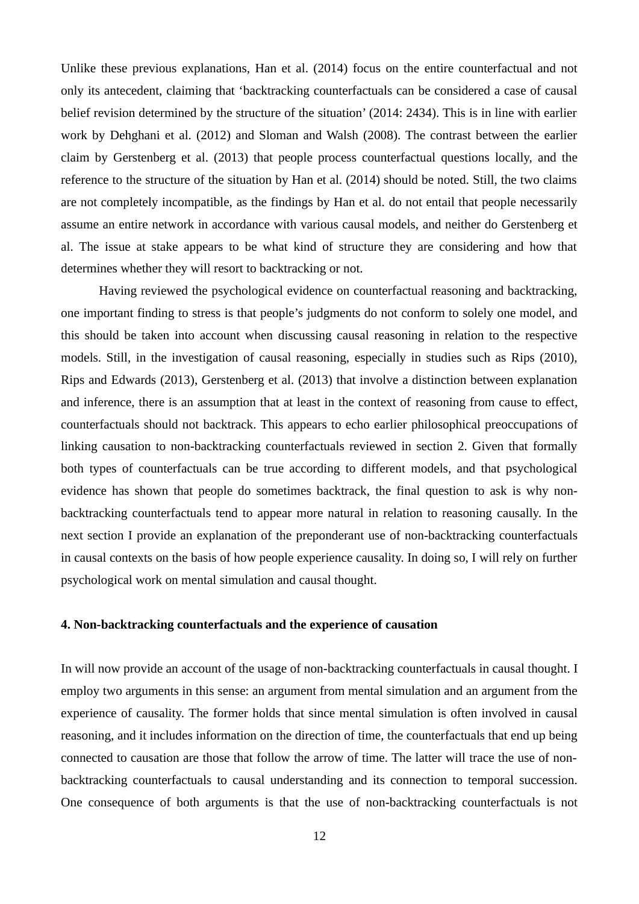Unlike these previous explanations, Han et al. (2014) focus on the entire counterfactual and not only its antecedent, claiming that 'backtracking counterfactuals can be considered a case of causal belief revision determined by the structure of the situation' (2014: 2434). This is in line with earlier work by Dehghani et al. (2012) and Sloman and Walsh (2008). The contrast between the earlier claim by Gerstenberg et al. (2013) that people process counterfactual questions locally, and the reference to the structure of the situation by Han et al. (2014) should be noted. Still, the two claims are not completely incompatible, as the findings by Han et al. do not entail that people necessarily assume an entire network in accordance with various causal models, and neither do Gerstenberg et al. The issue at stake appears to be what kind of structure they are considering and how that determines whether they will resort to backtracking or not.

Having reviewed the psychological evidence on counterfactual reasoning and backtracking, one important finding to stress is that people's judgments do not conform to solely one model, and this should be taken into account when discussing causal reasoning in relation to the respective models. Still, in the investigation of causal reasoning, especially in studies such as Rips (2010), Rips and Edwards (2013), Gerstenberg et al. (2013) that involve a distinction between explanation and inference, there is an assumption that at least in the context of reasoning from cause to effect, counterfactuals should not backtrack. This appears to echo earlier philosophical preoccupations of linking causation to non-backtracking counterfactuals reviewed in section 2. Given that formally both types of counterfactuals can be true according to different models, and that psychological evidence has shown that people do sometimes backtrack, the final question to ask is why non-backtracking counterfactuals tend to appear more natural in relation to reasoning causally. In the next section I provide an explanation of the preponderant use of non-backtracking counterfactuals in causal contexts on the basis of how people experience causality. In doing so, I will rely on further psychological work on mental simulation and causal thought.

## 4. Non-backtracking counterfactuals and the experience of causation

In will now provide an account of the usage of non-backtracking counterfactuals in causal thought. I employ two arguments in this sense: an argument from mental simulation and an argument from the experience of causality. The former holds that since mental simulation is often involved in causal reasoning, and it includes information on the direction of time, the counterfactuals that end up being connected to causation are those that follow the arrow of time. The latter will trace the use of non-backtracking counterfactuals to causal understanding and its connection to temporal succession. One consequence of both arguments is that the use of non-backtracking counterfactuals is not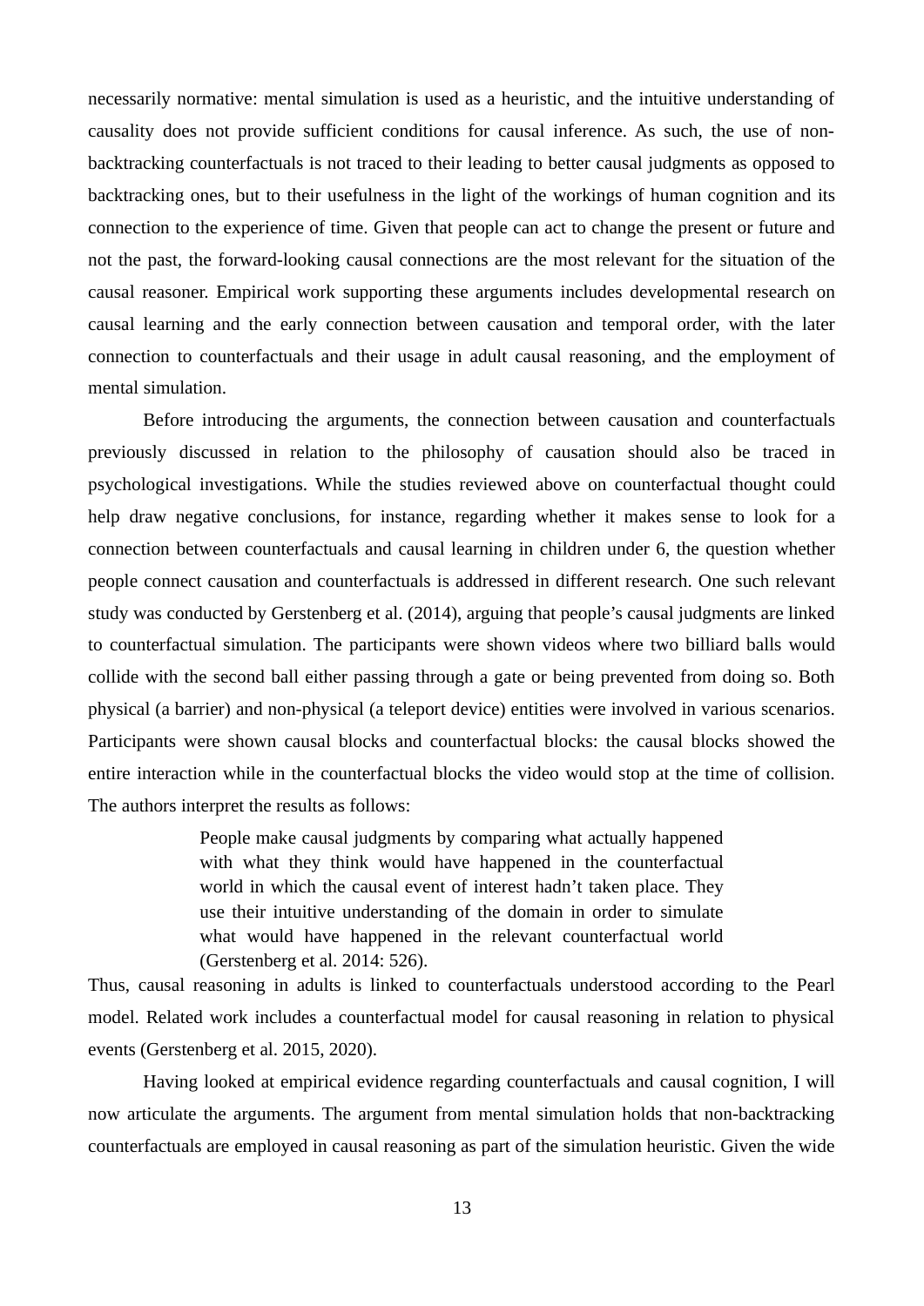necessarily normative: mental simulation is used as a heuristic, and the intuitive understanding of causality does not provide sufficient conditions for causal inference. As such, the use of non-backtracking counterfactuals is not traced to their leading to better causal judgments as opposed to backtracking ones, but to their usefulness in the light of the workings of human cognition and its connection to the experience of time. Given that people can act to change the present or future and not the past, the forward-looking causal connections are the most relevant for the situation of the causal reasoner. Empirical work supporting these arguments includes developmental research on causal learning and the early connection between causation and temporal order, with the later connection to counterfactuals and their usage in adult causal reasoning, and the employment of mental simulation.

Before introducing the arguments, the connection between causation and counterfactuals previously discussed in relation to the philosophy of causation should also be traced in psychological investigations. While the studies reviewed above on counterfactual thought could help draw negative conclusions, for instance, regarding whether it makes sense to look for a connection between counterfactuals and causal learning in children under 6, the question whether people connect causation and counterfactuals is addressed in different research. One such relevant study was conducted by Gerstenberg et al. (2014), arguing that people's causal judgments are linked to counterfactual simulation. The participants were shown videos where two billiard balls would collide with the second ball either passing through a gate or being prevented from doing so. Both physical (a barrier) and non-physical (a teleport device) entities were involved in various scenarios. Participants were shown causal blocks and counterfactual blocks: the causal blocks showed the entire interaction while in the counterfactual blocks the video would stop at the time of collision. The authors interpret the results as follows:

> People make causal judgments by comparing what actually happened with what they think would have happened in the counterfactual world in which the causal event of interest hadn't taken place. They use their intuitive understanding of the domain in order to simulate what would have happened in the relevant counterfactual world (Gerstenberg et al. 2014: 526).

Thus, causal reasoning in adults is linked to counterfactuals understood according to the Pearl model. Related work includes a counterfactual model for causal reasoning in relation to physical events (Gerstenberg et al. 2015, 2020).

Having looked at empirical evidence regarding counterfactuals and causal cognition, I will now articulate the arguments. The argument from mental simulation holds that non-backtracking counterfactuals are employed in causal reasoning as part of the simulation heuristic. Given the wide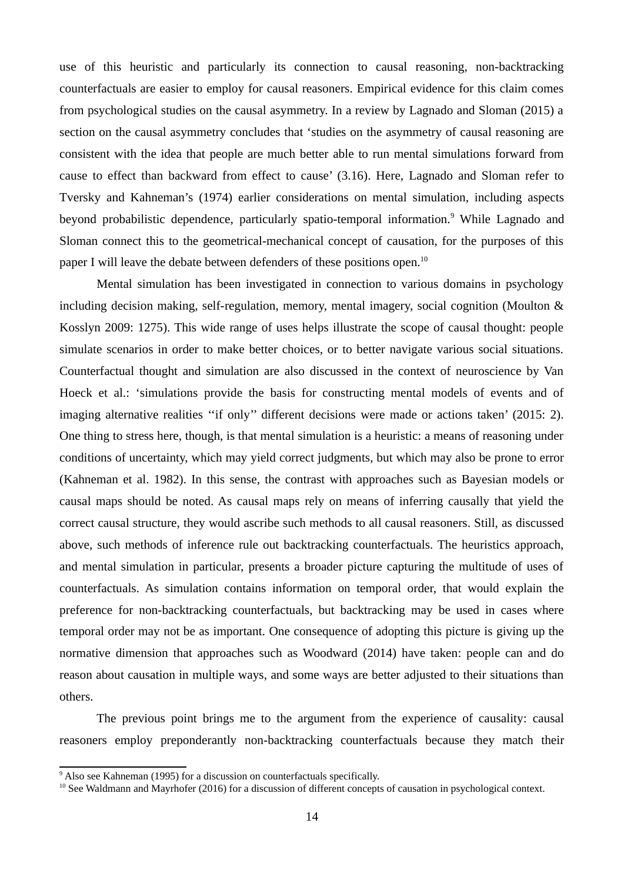use of this heuristic and particularly its connection to causal reasoning, non-backtracking counterfactuals are easier to employ for causal reasoners. Empirical evidence for this claim comes from psychological studies on the causal asymmetry. In a review by Lagnado and Sloman (2015) a section on the causal asymmetry concludes that 'studies on the asymmetry of causal reasoning are consistent with the idea that people are much better able to run mental simulations forward from cause to effect than backward from effect to cause' (3.16). Here, Lagnado and Sloman refer to Tversky and Kahneman's (1974) earlier considerations on mental simulation, including aspects beyond probabilistic dependence, particularly spatio-temporal information.[9] While Lagnado and Sloman connect this to the geometrical-mechanical concept of causation, for the purposes of this paper I will leave the debate between defenders of these positions open.[10]

Mental simulation has been investigated in connection to various domains in psychology including decision making, self-regulation, memory, mental imagery, social cognition (Moulton & Kosslyn 2009: 1275). This wide range of uses helps illustrate the scope of causal thought: people simulate scenarios in order to make better choices, or to better navigate various social situations. Counterfactual thought and simulation are also discussed in the context of neuroscience by Van Hoeck et al.: 'simulations provide the basis for constructing mental models of events and of imaging alternative realities ''if only'' different decisions were made or actions taken' (2015: 2). One thing to stress here, though, is that mental simulation is a heuristic: a means of reasoning under conditions of uncertainty, which may yield correct judgments, but which may also be prone to error (Kahneman et al. 1982). In this sense, the contrast with approaches such as Bayesian models or causal maps should be noted. As causal maps rely on means of inferring causally that yield the correct causal structure, they would ascribe such methods to all causal reasoners. Still, as discussed above, such methods of inference rule out backtracking counterfactuals. The heuristics approach, and mental simulation in particular, presents a broader picture capturing the multitude of uses of counterfactuals. As simulation contains information on temporal order, that would explain the preference for non-backtracking counterfactuals, but backtracking may be used in cases where temporal order may not be as important. One consequence of adopting this picture is giving up the normative dimension that approaches such as Woodward (2014) have taken: people can and do reason about causation in multiple ways, and some ways are better adjusted to their situations than others.

The previous point brings me to the argument from the experience of causality: causal reasoners employ preponderantly non-backtracking counterfactuals because they match their

[9] Also see Kahneman (1995) for a discussion on counterfactuals specifically.

[10] See Waldmann and Mayrhofer (2016) for a discussion of different concepts of causation in psychological context.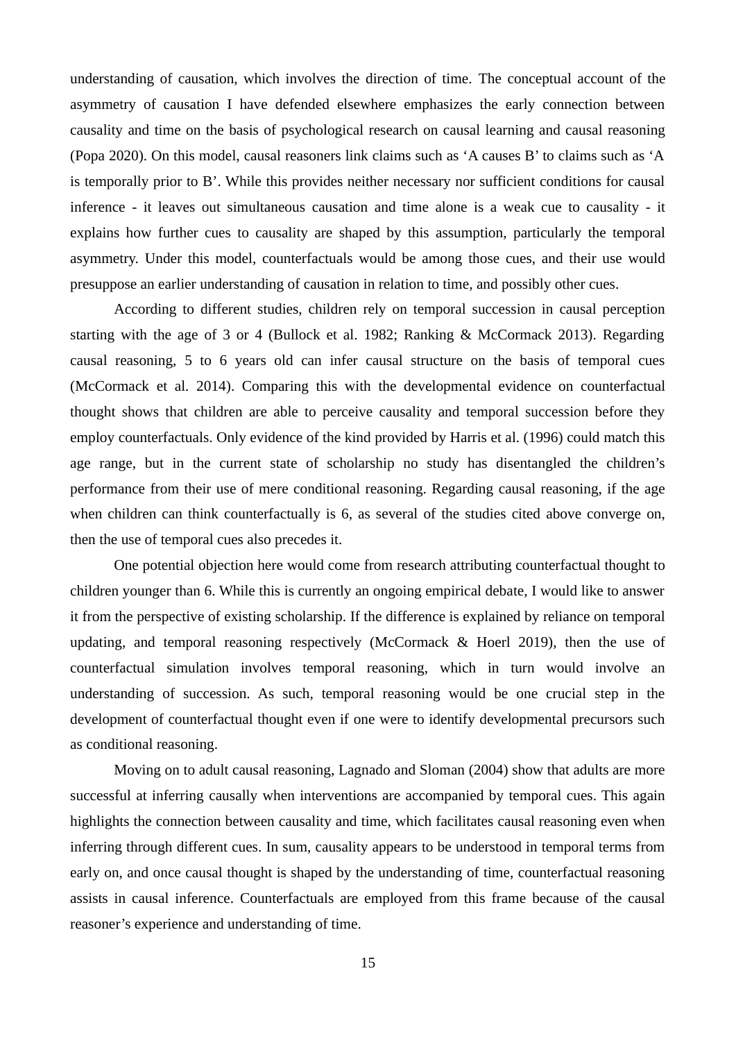understanding of causation, which involves the direction of time. The conceptual account of the asymmetry of causation I have defended elsewhere emphasizes the early connection between causality and time on the basis of psychological research on causal learning and causal reasoning (Popa 2020). On this model, causal reasoners link claims such as ‘A causes B’ to claims such as ‘A is temporally prior to B’. While this provides neither necessary nor sufficient conditions for causal inference - it leaves out simultaneous causation and time alone is a weak cue to causality - it explains how further cues to causality are shaped by this assumption, particularly the temporal asymmetry. Under this model, counterfactuals would be among those cues, and their use would presuppose an earlier understanding of causation in relation to time, and possibly other cues.

According to different studies, children rely on temporal succession in causal perception starting with the age of 3 or 4 (Bullock et al. 1982; Ranking & McCormack 2013). Regarding causal reasoning, 5 to 6 years old can infer causal structure on the basis of temporal cues (McCormack et al. 2014). Comparing this with the developmental evidence on counterfactual thought shows that children are able to perceive causality and temporal succession before they employ counterfactuals. Only evidence of the kind provided by Harris et al. (1996) could match this age range, but in the current state of scholarship no study has disentangled the children’s performance from their use of mere conditional reasoning. Regarding causal reasoning, if the age when children can think counterfactually is 6, as several of the studies cited above converge on, then the use of temporal cues also precedes it.

One potential objection here would come from research attributing counterfactual thought to children younger than 6. While this is currently an ongoing empirical debate, I would like to answer it from the perspective of existing scholarship. If the difference is explained by reliance on temporal updating, and temporal reasoning respectively (McCormack & Hoerl 2019), then the use of counterfactual simulation involves temporal reasoning, which in turn would involve an understanding of succession. As such, temporal reasoning would be one crucial step in the development of counterfactual thought even if one were to identify developmental precursors such as conditional reasoning.

Moving on to adult causal reasoning, Lagnado and Sloman (2004) show that adults are more successful at inferring causally when interventions are accompanied by temporal cues. This again highlights the connection between causality and time, which facilitates causal reasoning even when inferring through different cues. In sum, causality appears to be understood in temporal terms from early on, and once causal thought is shaped by the understanding of time, counterfactual reasoning assists in causal inference. Counterfactuals are employed from this frame because of the causal reasoner’s experience and understanding of time.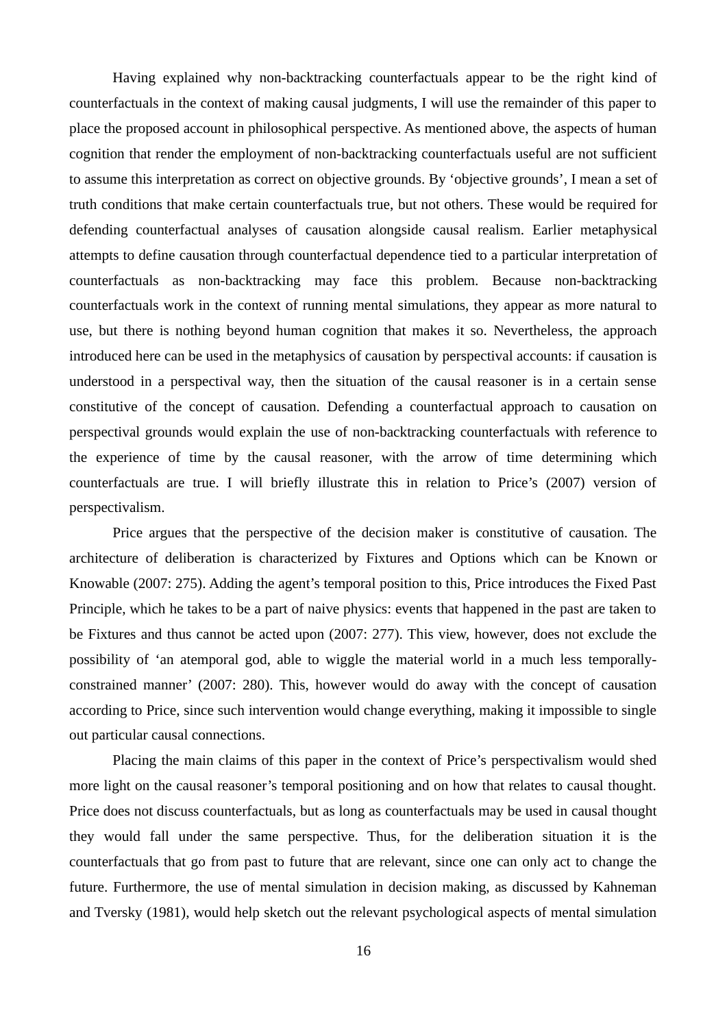Having explained why non-backtracking counterfactuals appear to be the right kind of counterfactuals in the context of making causal judgments, I will use the remainder of this paper to place the proposed account in philosophical perspective. As mentioned above, the aspects of human cognition that render the employment of non-backtracking counterfactuals useful are not sufficient to assume this interpretation as correct on objective grounds. By 'objective grounds', I mean a set of truth conditions that make certain counterfactuals true, but not others. These would be required for defending counterfactual analyses of causation alongside causal realism. Earlier metaphysical attempts to define causation through counterfactual dependence tied to a particular interpretation of counterfactuals as non-backtracking may face this problem. Because non-backtracking counterfactuals work in the context of running mental simulations, they appear as more natural to use, but there is nothing beyond human cognition that makes it so. Nevertheless, the approach introduced here can be used in the metaphysics of causation by perspectival accounts: if causation is understood in a perspectival way, then the situation of the causal reasoner is in a certain sense constitutive of the concept of causation. Defending a counterfactual approach to causation on perspectival grounds would explain the use of non-backtracking counterfactuals with reference to the experience of time by the causal reasoner, with the arrow of time determining which counterfactuals are true. I will briefly illustrate this in relation to Price's (2007) version of perspectivalism.

Price argues that the perspective of the decision maker is constitutive of causation. The architecture of deliberation is characterized by Fixtures and Options which can be Known or Knowable (2007: 275). Adding the agent's temporal position to this, Price introduces the Fixed Past Principle, which he takes to be a part of naive physics: events that happened in the past are taken to be Fixtures and thus cannot be acted upon (2007: 277). This view, however, does not exclude the possibility of 'an atemporal god, able to wiggle the material world in a much less temporally-constrained manner' (2007: 280). This, however would do away with the concept of causation according to Price, since such intervention would change everything, making it impossible to single out particular causal connections.

Placing the main claims of this paper in the context of Price's perspectivalism would shed more light on the causal reasoner's temporal positioning and on how that relates to causal thought. Price does not discuss counterfactuals, but as long as counterfactuals may be used in causal thought they would fall under the same perspective. Thus, for the deliberation situation it is the counterfactuals that go from past to future that are relevant, since one can only act to change the future. Furthermore, the use of mental simulation in decision making, as discussed by Kahneman and Tversky (1981), would help sketch out the relevant psychological aspects of mental simulation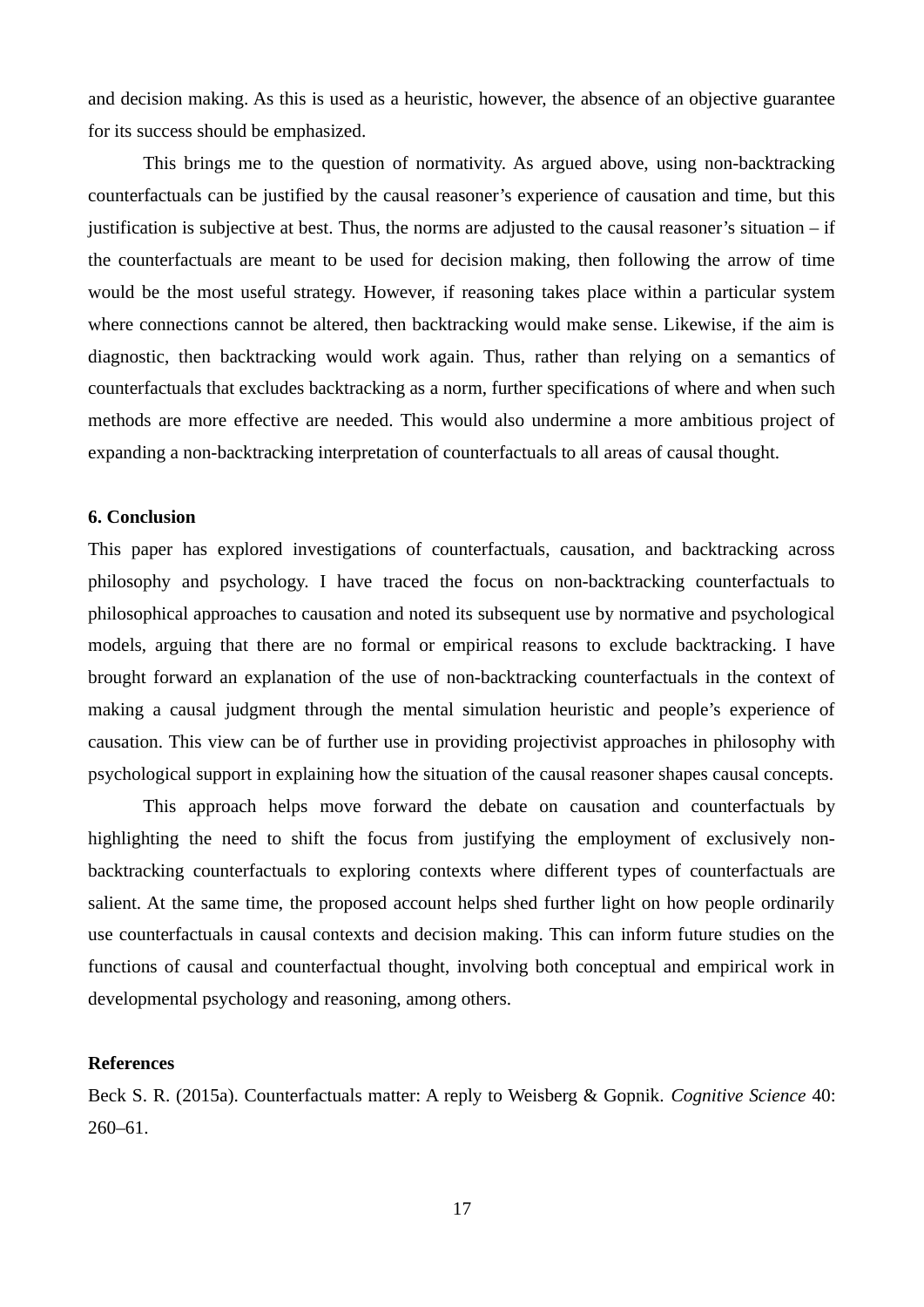and decision making. As this is used as a heuristic, however, the absence of an objective guarantee for its success should be emphasized.

This brings me to the question of normativity. As argued above, using non-backtracking counterfactuals can be justified by the causal reasoner's experience of causation and time, but this justification is subjective at best. Thus, the norms are adjusted to the causal reasoner's situation – if the counterfactuals are meant to be used for decision making, then following the arrow of time would be the most useful strategy. However, if reasoning takes place within a particular system where connections cannot be altered, then backtracking would make sense. Likewise, if the aim is diagnostic, then backtracking would work again. Thus, rather than relying on a semantics of counterfactuals that excludes backtracking as a norm, further specifications of where and when such methods are more effective are needed. This would also undermine a more ambitious project of expanding a non-backtracking interpretation of counterfactuals to all areas of causal thought.

**6. Conclusion**

This paper has explored investigations of counterfactuals, causation, and backtracking across philosophy and psychology. I have traced the focus on non-backtracking counterfactuals to philosophical approaches to causation and noted its subsequent use by normative and psychological models, arguing that there are no formal or empirical reasons to exclude backtracking. I have brought forward an explanation of the use of non-backtracking counterfactuals in the context of making a causal judgment through the mental simulation heuristic and people's experience of causation. This view can be of further use in providing projectivist approaches in philosophy with psychological support in explaining how the situation of the causal reasoner shapes causal concepts.

This approach helps move forward the debate on causation and counterfactuals by highlighting the need to shift the focus from justifying the employment of exclusively non-backtracking counterfactuals to exploring contexts where different types of counterfactuals are salient. At the same time, the proposed account helps shed further light on how people ordinarily use counterfactuals in causal contexts and decision making. This can inform future studies on the functions of causal and counterfactual thought, involving both conceptual and empirical work in developmental psychology and reasoning, among others.

**References**

Beck S. R. (2015a). Counterfactuals matter: A reply to Weisberg & Gopnik. *Cognitive Science* 40: 260–61.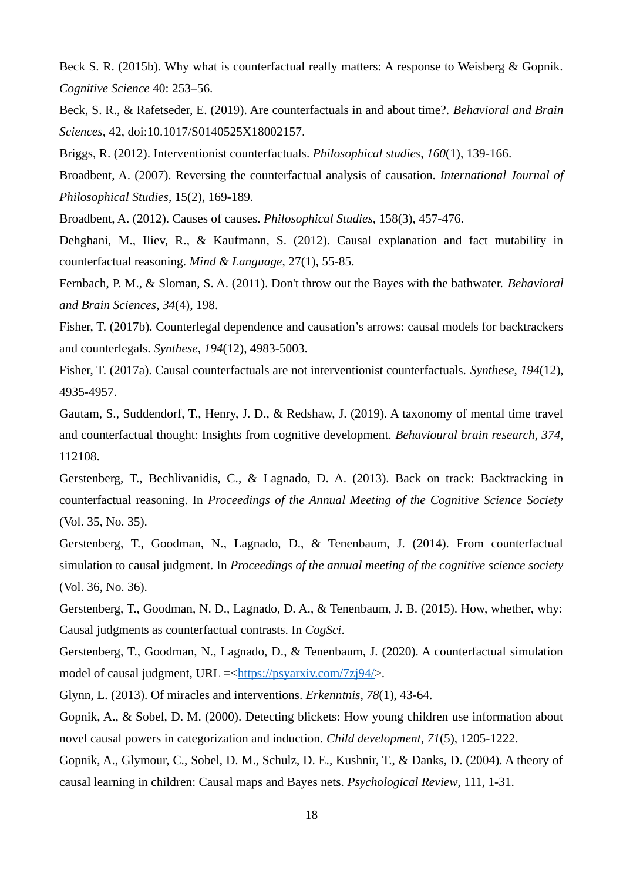Beck S. R. (2015b). Why what is counterfactual really matters: A response to Weisberg & Gopnik. *Cognitive Science* 40: 253–56.

Beck, S. R., & Rafetseder, E. (2019). Are counterfactuals in and about time?. *Behavioral and Brain Sciences*, 42, doi:10.1017/S0140525X18002157.

Briggs, R. (2012). Interventionist counterfactuals. *Philosophical studies*, *160*(1), 139-166.

Broadbent, A. (2007). Reversing the counterfactual analysis of causation. *International Journal of Philosophical Studies*, 15(2), 169-189.

Broadbent, A. (2012). Causes of causes. *Philosophical Studies*, 158(3), 457-476.

Dehghani, M., Iliev, R., & Kaufmann, S. (2012). Causal explanation and fact mutability in counterfactual reasoning. *Mind & Language*, 27(1), 55-85.

Fernbach, P. M., & Sloman, S. A. (2011). Don't throw out the Bayes with the bathwater. *Behavioral and Brain Sciences*, *34*(4), 198.

Fisher, T. (2017b). Counterlegal dependence and causation's arrows: causal models for backtrackers and counterlegals. *Synthese*, *194*(12), 4983-5003.

Fisher, T. (2017a). Causal counterfactuals are not interventionist counterfactuals. *Synthese*, *194*(12), 4935-4957.

Gautam, S., Suddendorf, T., Henry, J. D., & Redshaw, J. (2019). A taxonomy of mental time travel and counterfactual thought: Insights from cognitive development. *Behavioural brain research*, *374*, 112108.

Gerstenberg, T., Bechlivanidis, C., & Lagnado, D. A. (2013). Back on track: Backtracking in counterfactual reasoning. In *Proceedings of the Annual Meeting of the Cognitive Science Society* (Vol. 35, No. 35).

Gerstenberg, T., Goodman, N., Lagnado, D., & Tenenbaum, J. (2014). From counterfactual simulation to causal judgment. In *Proceedings of the annual meeting of the cognitive science society* (Vol. 36, No. 36).

Gerstenberg, T., Goodman, N. D., Lagnado, D. A., & Tenenbaum, J. B. (2015). How, whether, why: Causal judgments as counterfactual contrasts. In *CogSci*.

Gerstenberg, T., Goodman, N., Lagnado, D., & Tenenbaum, J. (2020). A counterfactual simulation model of causal judgment, URL =<https://psyarxiv.com/7zj94/>.

Glynn, L. (2013). Of miracles and interventions. *Erkenntnis*, *78*(1), 43-64.

Gopnik, A., & Sobel, D. M. (2000). Detecting blickets: How young children use information about novel causal powers in categorization and induction. *Child development*, *71*(5), 1205-1222.

Gopnik, A., Glymour, C., Sobel, D. M., Schulz, D. E., Kushnir, T., & Danks, D. (2004). A theory of causal learning in children: Causal maps and Bayes nets. *Psychological Review*, 111, 1-31.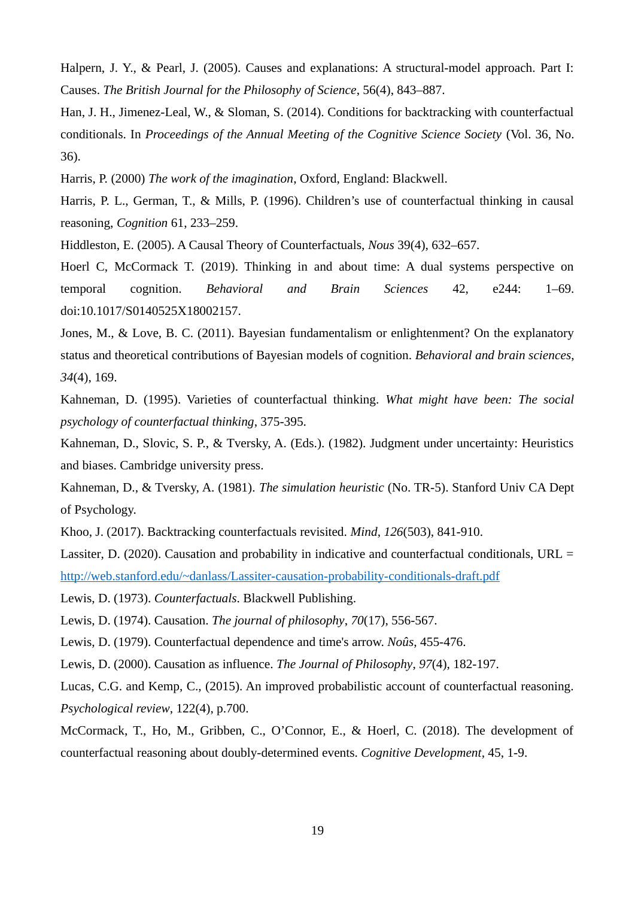Halpern, J. Y., & Pearl, J. (2005). Causes and explanations: A structural-model approach. Part I: Causes. *The British Journal for the Philosophy of Science*, 56(4), 843–887.

Han, J. H., Jimenez-Leal, W., & Sloman, S. (2014). Conditions for backtracking with counterfactual conditionals. In *Proceedings of the Annual Meeting of the Cognitive Science Society* (Vol. 36, No. 36).

Harris, P. (2000) *The work of the imagination*, Oxford, England: Blackwell.

Harris, P. L., German, T., & Mills, P. (1996). Children's use of counterfactual thinking in causal reasoning, *Cognition* 61, 233–259.

Hiddleston, E. (2005). A Causal Theory of Counterfactuals, *Nous* 39(4), 632–657.

Hoerl C, McCormack T. (2019). Thinking in and about time: A dual systems perspective on temporal cognition. *Behavioral and Brain Sciences* 42, e244: 1–69. doi:10.1017/S0140525X18002157.

Jones, M., & Love, B. C. (2011). Bayesian fundamentalism or enlightenment? On the explanatory status and theoretical contributions of Bayesian models of cognition. *Behavioral and brain sciences*, *34*(4), 169.

Kahneman, D. (1995). Varieties of counterfactual thinking. *What might have been: The social psychology of counterfactual thinking*, 375-395.

Kahneman, D., Slovic, S. P., & Tversky, A. (Eds.). (1982). Judgment under uncertainty: Heuristics and biases. Cambridge university press.

Kahneman, D., & Tversky, A. (1981). *The simulation heuristic* (No. TR-5). Stanford Univ CA Dept of Psychology.

Khoo, J. (2017). Backtracking counterfactuals revisited. *Mind*, *126*(503), 841-910.

Lassiter, D. (2020). Causation and probability in indicative and counterfactual conditionals, URL = http://web.stanford.edu/~danlass/Lassiter-causation-probability-conditionals-draft.pdf

Lewis, D. (1973). *Counterfactuals*. Blackwell Publishing.

Lewis, D. (1974). Causation. *The journal of philosophy*, *70*(17), 556-567.

Lewis, D. (1979). Counterfactual dependence and time's arrow. *Noûs*, 455-476.

Lewis, D. (2000). Causation as influence. *The Journal of Philosophy*, *97*(4), 182-197.

Lucas, C.G. and Kemp, C., (2015). An improved probabilistic account of counterfactual reasoning. *Psychological review*, 122(4), p.700.

McCormack, T., Ho, M., Gribben, C., O'Connor, E., & Hoerl, C. (2018). The development of counterfactual reasoning about doubly-determined events. *Cognitive Development*, 45, 1-9.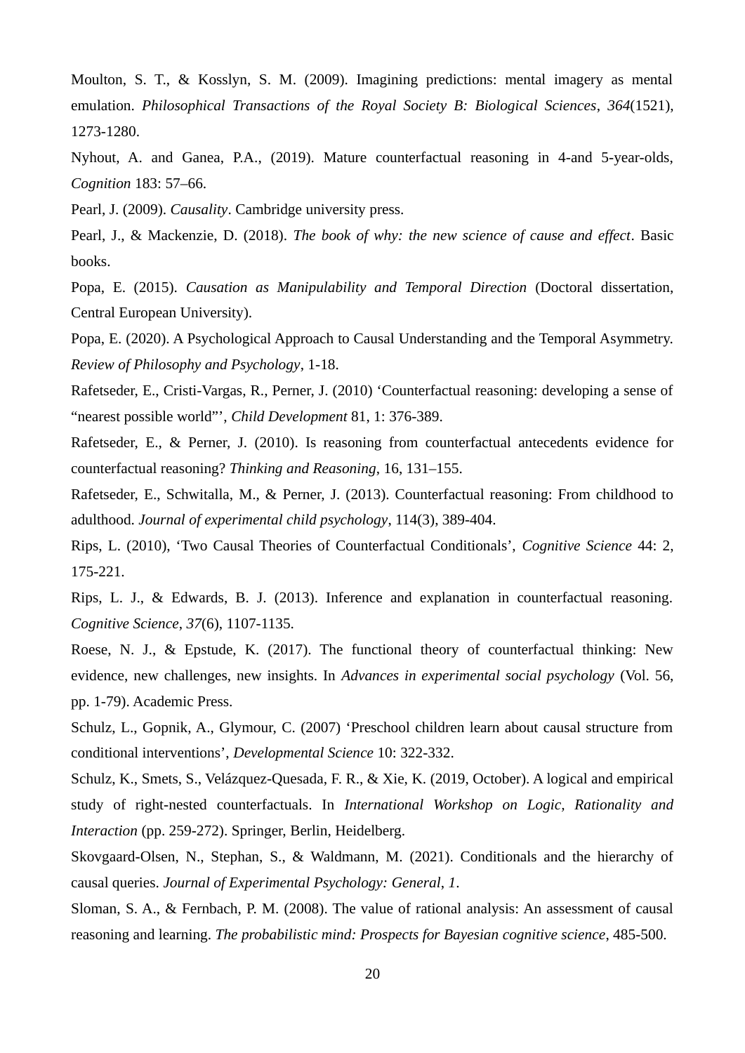Moulton, S. T., & Kosslyn, S. M. (2009). Imagining predictions: mental imagery as mental emulation. *Philosophical Transactions of the Royal Society B: Biological Sciences*, *364*(1521), 1273-1280.

Nyhout, A. and Ganea, P.A., (2019). Mature counterfactual reasoning in 4-and 5-year-olds, *Cognition* 183: 57–66.

Pearl, J. (2009). *Causality*. Cambridge university press.

Pearl, J., & Mackenzie, D. (2018). *The book of why: the new science of cause and effect*. Basic books.

Popa, E. (2015). *Causation as Manipulability and Temporal Direction* (Doctoral dissertation, Central European University).

Popa, E. (2020). A Psychological Approach to Causal Understanding and the Temporal Asymmetry. *Review of Philosophy and Psychology*, 1-18.

Rafetseder, E., Cristi-Vargas, R., Perner, J. (2010) 'Counterfactual reasoning: developing a sense of "nearest possible world"', *Child Development* 81, 1: 376-389.

Rafetseder, E., & Perner, J. (2010). Is reasoning from counterfactual antecedents evidence for counterfactual reasoning? *Thinking and Reasoning*, 16, 131–155.

Rafetseder, E., Schwitalla, M., & Perner, J. (2013). Counterfactual reasoning: From childhood to adulthood. *Journal of experimental child psychology*, 114(3), 389-404.

Rips, L. (2010), 'Two Causal Theories of Counterfactual Conditionals', *Cognitive Science* 44: 2, 175-221.

Rips, L. J., & Edwards, B. J. (2013). Inference and explanation in counterfactual reasoning. *Cognitive Science*, *37*(6), 1107-1135.

Roese, N. J., & Epstude, K. (2017). The functional theory of counterfactual thinking: New evidence, new challenges, new insights. In *Advances in experimental social psychology* (Vol. 56, pp. 1-79). Academic Press.

Schulz, L., Gopnik, A., Glymour, C. (2007) 'Preschool children learn about causal structure from conditional interventions', *Developmental Science* 10: 322-332.

Schulz, K., Smets, S., Velázquez-Quesada, F. R., & Xie, K. (2019, October). A logical and empirical study of right-nested counterfactuals. In *International Workshop on Logic, Rationality and Interaction* (pp. 259-272). Springer, Berlin, Heidelberg.

Skovgaard-Olsen, N., Stephan, S., & Waldmann, M. (2021). Conditionals and the hierarchy of causal queries. *Journal of Experimental Psychology: General*, *1*.

Sloman, S. A., & Fernbach, P. M. (2008). The value of rational analysis: An assessment of causal reasoning and learning. *The probabilistic mind: Prospects for Bayesian cognitive science*, 485-500.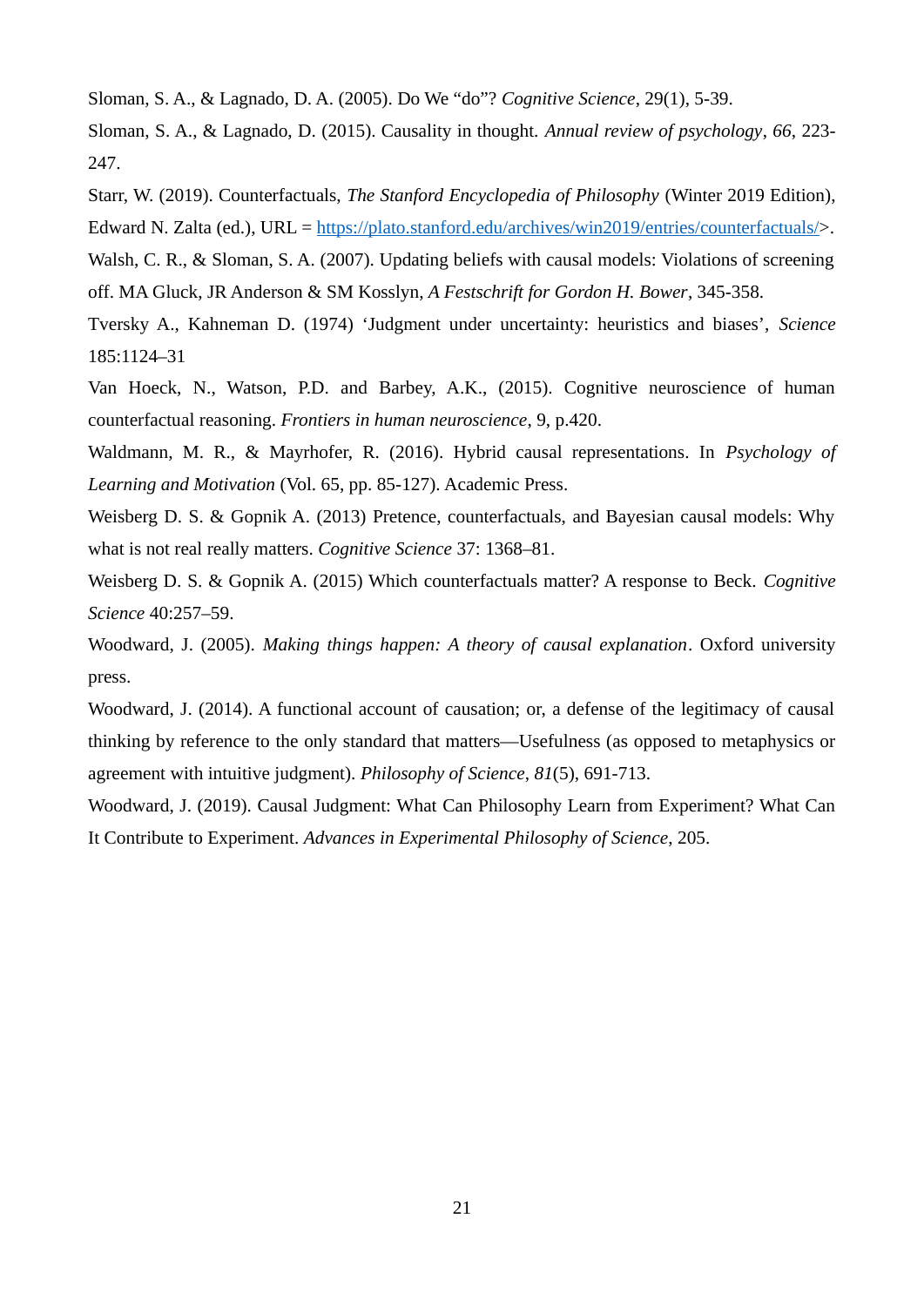Sloman, S. A., & Lagnado, D. A. (2005). Do We “do”? *Cognitive Science*, 29(1), 5-39.

Sloman, S. A., & Lagnado, D. (2015). Causality in thought. *Annual review of psychology*, *66*, 223-247.

Starr, W. (2019). Counterfactuals, *The Stanford Encyclopedia of Philosophy* (Winter 2019 Edition), Edward N. Zalta (ed.), URL = <https://plato.stanford.edu/archives/win2019/entries/counterfactuals/>.

Walsh, C. R., & Sloman, S. A. (2007). Updating beliefs with causal models: Violations of screening off. MA Gluck, JR Anderson & SM Kosslyn, *A Festschrift for Gordon H. Bower*, 345-358.

Tversky A., Kahneman D. (1974) ‘Judgment under uncertainty: heuristics and biases’, *Science* 185:1124–31

Van Hoeck, N., Watson, P.D. and Barbey, A.K., (2015). Cognitive neuroscience of human counterfactual reasoning. *Frontiers in human neuroscience*, 9, p.420.

Waldmann, M. R., & Mayrhofer, R. (2016). Hybrid causal representations. In *Psychology of Learning and Motivation* (Vol. 65, pp. 85-127). Academic Press.

Weisberg D. S. & Gopnik A. (2013) Pretence, counterfactuals, and Bayesian causal models: Why what is not real really matters. *Cognitive Science* 37: 1368–81.

Weisberg D. S. & Gopnik A. (2015) Which counterfactuals matter? A response to Beck. *Cognitive Science* 40:257–59.

Woodward, J. (2005). *Making things happen: A theory of causal explanation*. Oxford university press.

Woodward, J. (2014). A functional account of causation; or, a defense of the legitimacy of causal thinking by reference to the only standard that matters—Usefulness (as opposed to metaphysics or agreement with intuitive judgment). *Philosophy of Science*, *81*(5), 691-713.

Woodward, J. (2019). Causal Judgment: What Can Philosophy Learn from Experiment? What Can It Contribute to Experiment. *Advances in Experimental Philosophy of Science*, 205.